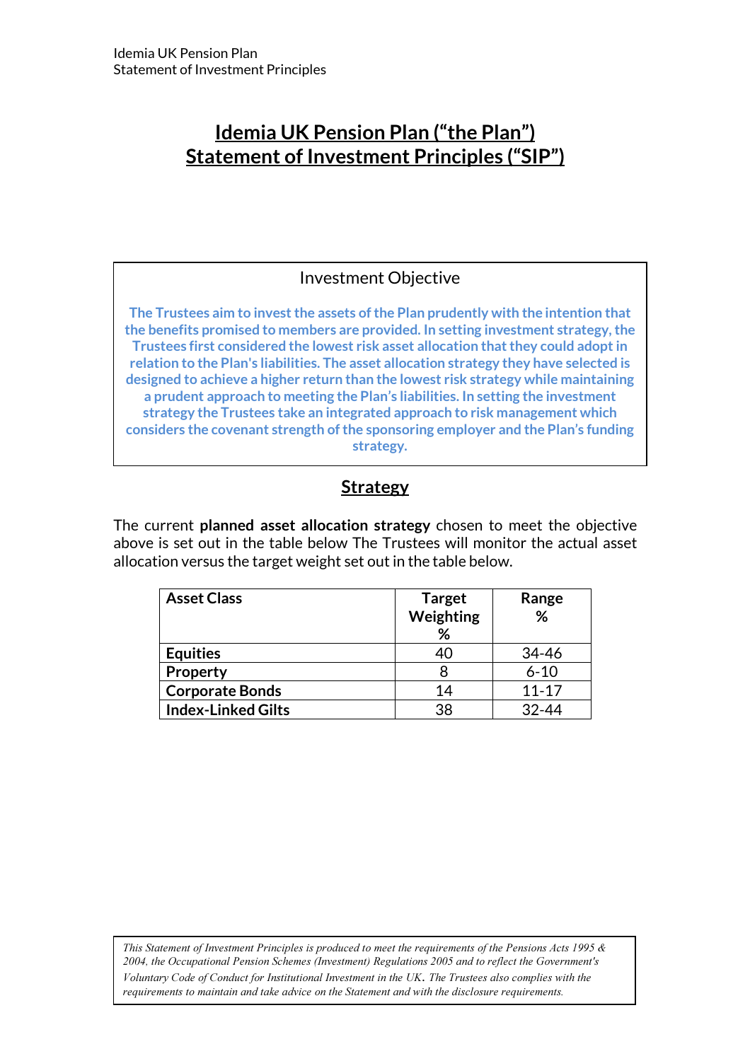# Idemia UK Pension Plan (“the Plan”)
# Statement of Investment Principles (“SIP”)

## Investment Objective

**The Trustees aim to invest the assets of the Plan prudently with the intention that the benefits promised to members are provided. In setting investment strategy, the Trustees first considered the lowest risk asset allocation that they could adopt in relation to the Plan's liabilities. The asset allocation strategy they have selected is designed to achieve a higher return than the lowest risk strategy while maintaining a prudent approach to meeting the Plan’s liabilities. In setting the investment strategy the Trustees take an integrated approach to risk management which considers the covenant strength of the sponsoring employer and the Plan’s funding strategy.**

## Strategy

The current **planned asset allocation strategy** chosen to meet the objective above is set out in the table below The Trustees will monitor the actual asset allocation versus the target weight set out in the table below.

| Asset Class | Target Weighting % | Range % |
|---|---|---|
| **Equities** | 40 | 34-46 |
| **Property** | 8 | 6-10 |
| **Corporate Bonds** | 14 | 11-17 |
| **Index-Linked Gilts** | 38 | 32-44 |

*This Statement of Investment Principles is produced to meet the requirements of the Pensions Acts 1995 & 2004, the Occupational Pension Schemes (Investment) Regulations 2005 and to reflect the Government's Voluntary Code of Conduct for Institutional Investment in the UK. The Trustees also complies with the requirements to maintain and take advice on the Statement and with the disclosure requirements.*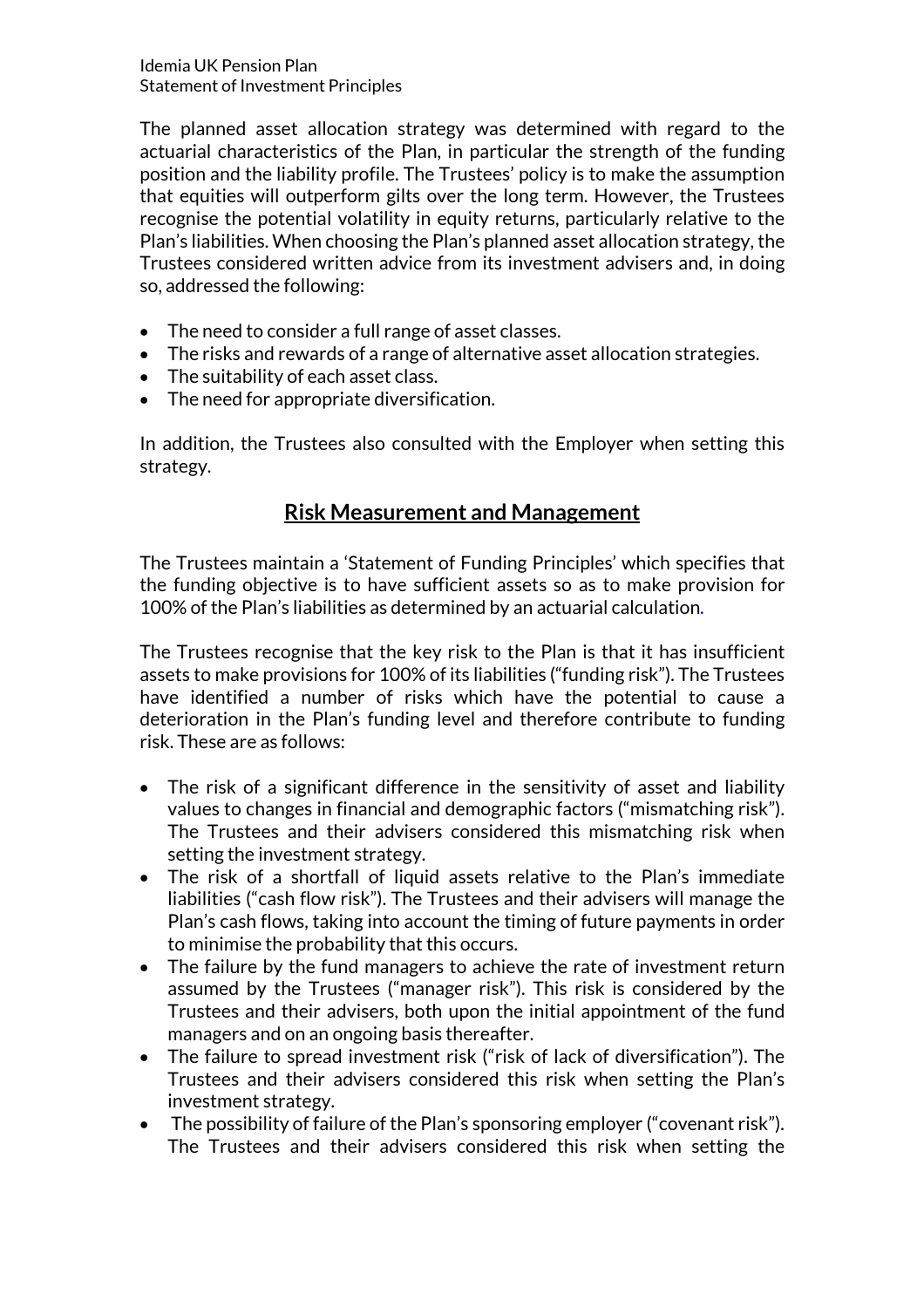The planned asset allocation strategy was determined with regard to the actuarial characteristics of the Plan, in particular the strength of the funding position and the liability profile. The Trustees' policy is to make the assumption that equities will outperform gilts over the long term. However, the Trustees recognise the potential volatility in equity returns, particularly relative to the Plan's liabilities. When choosing the Plan's planned asset allocation strategy, the Trustees considered written advice from its investment advisers and, in doing so, addressed the following:

- The need to consider a full range of asset classes.
- The risks and rewards of a range of alternative asset allocation strategies.
- The suitability of each asset class.
- The need for appropriate diversification.

In addition, the Trustees also consulted with the Employer when setting this strategy.

## Risk Measurement and Management

The Trustees maintain a 'Statement of Funding Principles' which specifies that the funding objective is to have sufficient assets so as to make provision for 100% of the Plan's liabilities as determined by an actuarial calculation.

The Trustees recognise that the key risk to the Plan is that it has insufficient assets to make provisions for 100% of its liabilities ("funding risk"). The Trustees have identified a number of risks which have the potential to cause a deterioration in the Plan's funding level and therefore contribute to funding risk. These are as follows:

- The risk of a significant difference in the sensitivity of asset and liability values to changes in financial and demographic factors ("mismatching risk"). The Trustees and their advisers considered this mismatching risk when setting the investment strategy.
- The risk of a shortfall of liquid assets relative to the Plan's immediate liabilities ("cash flow risk"). The Trustees and their advisers will manage the Plan's cash flows, taking into account the timing of future payments in order to minimise the probability that this occurs.
- The failure by the fund managers to achieve the rate of investment return assumed by the Trustees ("manager risk"). This risk is considered by the Trustees and their advisers, both upon the initial appointment of the fund managers and on an ongoing basis thereafter.
- The failure to spread investment risk ("risk of lack of diversification"). The Trustees and their advisers considered this risk when setting the Plan's investment strategy.
- The possibility of failure of the Plan's sponsoring employer ("covenant risk"). The Trustees and their advisers considered this risk when setting the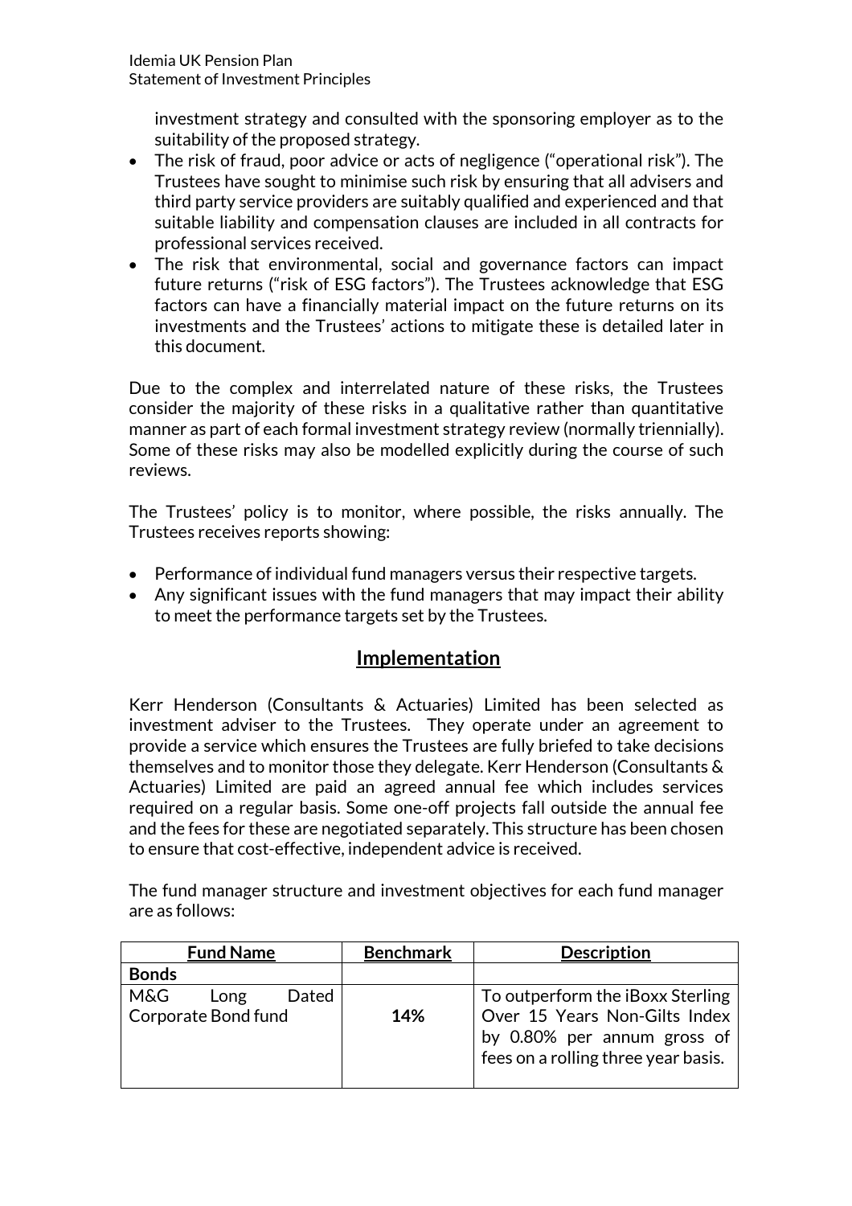investment strategy and consulted with the sponsoring employer as to the suitability of the proposed strategy.

- The risk of fraud, poor advice or acts of negligence ("operational risk"). The Trustees have sought to minimise such risk by ensuring that all advisers and third party service providers are suitably qualified and experienced and that suitable liability and compensation clauses are included in all contracts for professional services received.
- The risk that environmental, social and governance factors can impact future returns ("risk of ESG factors"). The Trustees acknowledge that ESG factors can have a financially material impact on the future returns on its investments and the Trustees' actions to mitigate these is detailed later in this document.

Due to the complex and interrelated nature of these risks, the Trustees consider the majority of these risks in a qualitative rather than quantitative manner as part of each formal investment strategy review (normally triennially). Some of these risks may also be modelled explicitly during the course of such reviews.

The Trustees' policy is to monitor, where possible, the risks annually. The Trustees receives reports showing:

- Performance of individual fund managers versus their respective targets.
- Any significant issues with the fund managers that may impact their ability to meet the performance targets set by the Trustees.

## Implementation

Kerr Henderson (Consultants & Actuaries) Limited has been selected as investment adviser to the Trustees. They operate under an agreement to provide a service which ensures the Trustees are fully briefed to take decisions themselves and to monitor those they delegate. Kerr Henderson (Consultants & Actuaries) Limited are paid an agreed annual fee which includes services required on a regular basis. Some one-off projects fall outside the annual fee and the fees for these are negotiated separately. This structure has been chosen to ensure that cost-effective, independent advice is received.

The fund manager structure and investment objectives for each fund manager are as follows:

| Fund Name | Benchmark | Description |
|---|---|---|
| **Bonds** | | |
| M&G Long Dated Corporate Bond fund | **14%** | To outperform the iBoxx Sterling Over 15 Years Non-Gilts Index by 0.80% per annum gross of fees on a rolling three year basis. |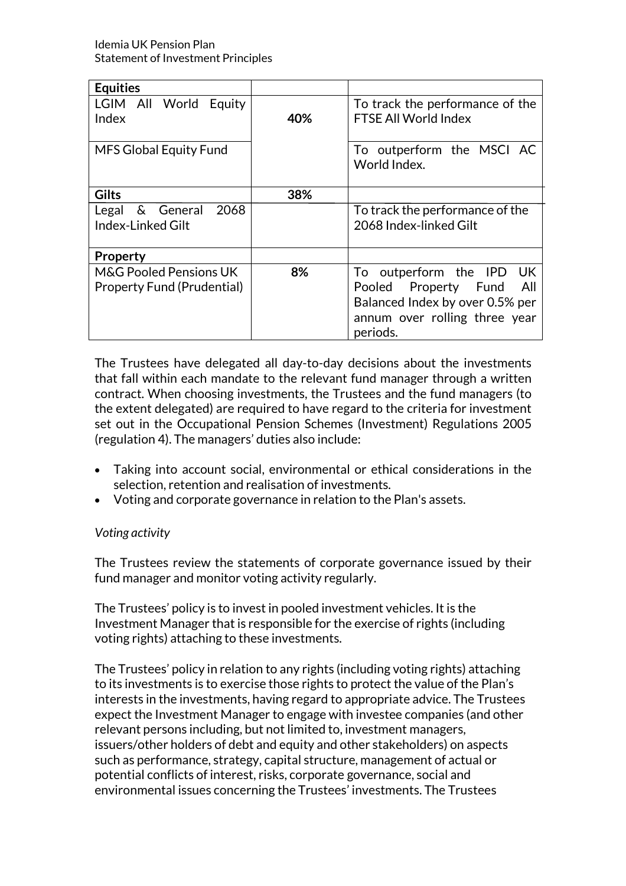| **Equities** | | |
|---|---|---|
| LGIM All World Equity Index | **40%** | To track the performance of the FTSE All World Index |
| MFS Global Equity Fund | | To outperform the MSCI AC World Index. |
| **Gilts** | **38%** | |
| Legal & General 2068 Index-Linked Gilt | | To track the performance of the 2068 Index-linked Gilt |
| **Property** | | |
| M&G Pooled Pensions UK Property Fund (Prudential) | **8%** | To outperform the IPD UK Pooled Property Fund All Balanced Index by over 0.5% per annum over rolling three year periods. |

The Trustees have delegated all day-to-day decisions about the investments that fall within each mandate to the relevant fund manager through a written contract. When choosing investments, the Trustees and the fund managers (to the extent delegated) are required to have regard to the criteria for investment set out in the Occupational Pension Schemes (Investment) Regulations 2005 (regulation 4). The managers' duties also include:

- Taking into account social, environmental or ethical considerations in the selection, retention and realisation of investments.
- Voting and corporate governance in relation to the Plan's assets.

*Voting activity*

The Trustees review the statements of corporate governance issued by their fund manager and monitor voting activity regularly.

The Trustees' policy is to invest in pooled investment vehicles. It is the Investment Manager that is responsible for the exercise of rights (including voting rights) attaching to these investments.

The Trustees' policy in relation to any rights (including voting rights) attaching to its investments is to exercise those rights to protect the value of the Plan's interests in the investments, having regard to appropriate advice. The Trustees expect the Investment Manager to engage with investee companies (and other relevant persons including, but not limited to, investment managers, issuers/other holders of debt and equity and other stakeholders) on aspects such as performance, strategy, capital structure, management of actual or potential conflicts of interest, risks, corporate governance, social and environmental issues concerning the Trustees' investments. The Trustees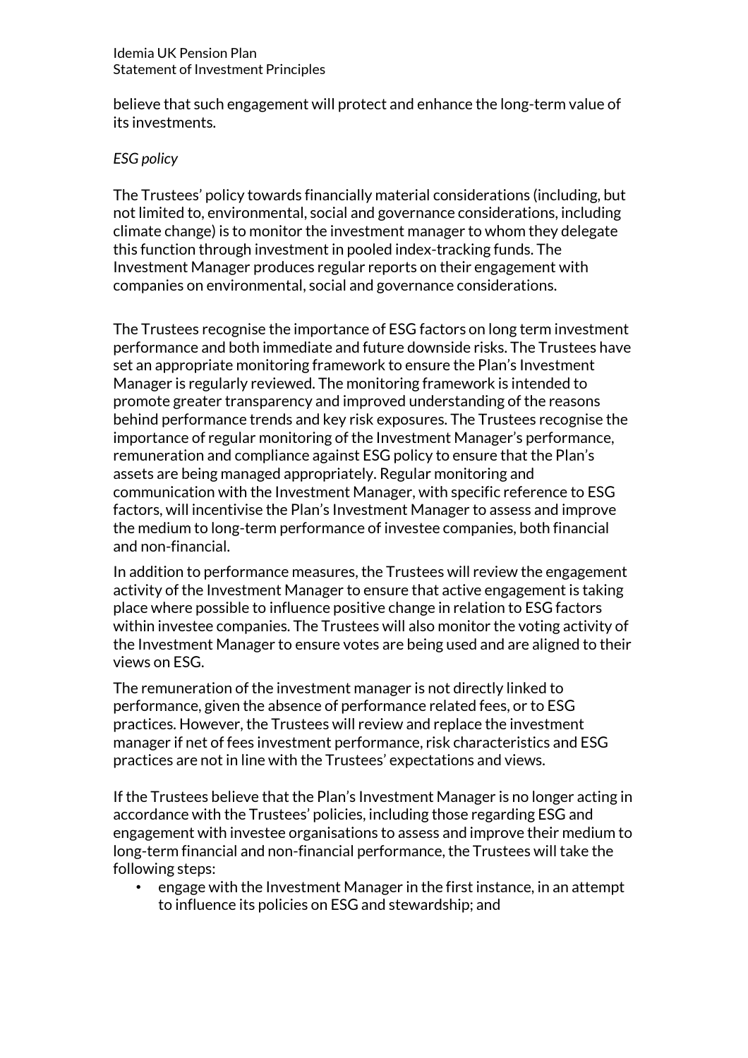believe that such engagement will protect and enhance the long-term value of its investments.

*ESG policy*

The Trustees' policy towards financially material considerations (including, but not limited to, environmental, social and governance considerations, including climate change) is to monitor the investment manager to whom they delegate this function through investment in pooled index-tracking funds. The Investment Manager produces regular reports on their engagement with companies on environmental, social and governance considerations.

The Trustees recognise the importance of ESG factors on long term investment performance and both immediate and future downside risks. The Trustees have set an appropriate monitoring framework to ensure the Plan's Investment Manager is regularly reviewed. The monitoring framework is intended to promote greater transparency and improved understanding of the reasons behind performance trends and key risk exposures. The Trustees recognise the importance of regular monitoring of the Investment Manager's performance, remuneration and compliance against ESG policy to ensure that the Plan's assets are being managed appropriately. Regular monitoring and communication with the Investment Manager, with specific reference to ESG factors, will incentivise the Plan's Investment Manager to assess and improve the medium to long-term performance of investee companies, both financial and non-financial.

In addition to performance measures, the Trustees will review the engagement activity of the Investment Manager to ensure that active engagement is taking place where possible to influence positive change in relation to ESG factors within investee companies. The Trustees will also monitor the voting activity of the Investment Manager to ensure votes are being used and are aligned to their views on ESG.

The remuneration of the investment manager is not directly linked to performance, given the absence of performance related fees, or to ESG practices. However, the Trustees will review and replace the investment manager if net of fees investment performance, risk characteristics and ESG practices are not in line with the Trustees' expectations and views.

If the Trustees believe that the Plan's Investment Manager is no longer acting in accordance with the Trustees' policies, including those regarding ESG and engagement with investee organisations to assess and improve their medium to long-term financial and non-financial performance, the Trustees will take the following steps:

- engage with the Investment Manager in the first instance, in an attempt to influence its policies on ESG and stewardship; and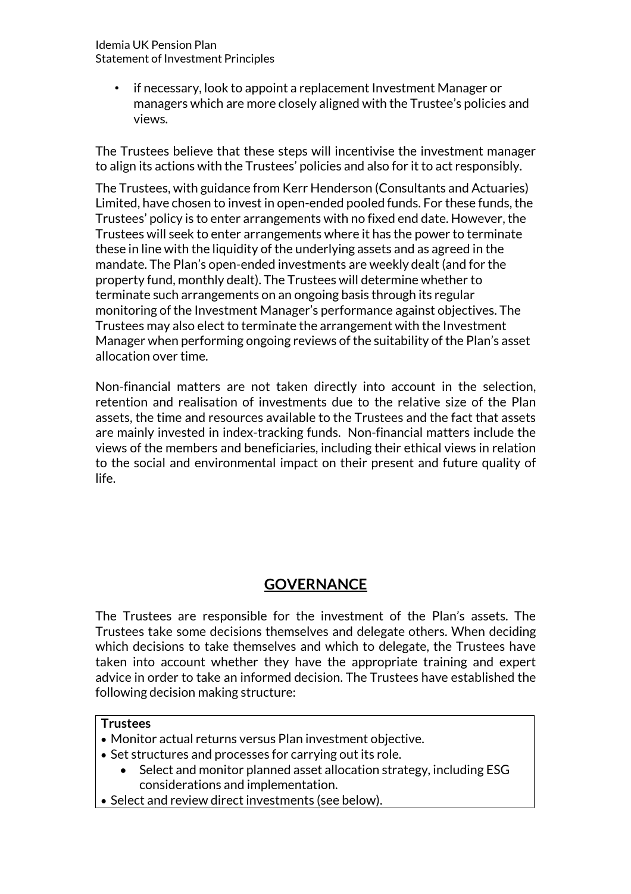- if necessary, look to appoint a replacement Investment Manager or managers which are more closely aligned with the Trustee's policies and views.

The Trustees believe that these steps will incentivise the investment manager to align its actions with the Trustees' policies and also for it to act responsibly.

The Trustees, with guidance from Kerr Henderson (Consultants and Actuaries) Limited, have chosen to invest in open-ended pooled funds. For these funds, the Trustees' policy is to enter arrangements with no fixed end date. However, the Trustees will seek to enter arrangements where it has the power to terminate these in line with the liquidity of the underlying assets and as agreed in the mandate. The Plan's open-ended investments are weekly dealt (and for the property fund, monthly dealt). The Trustees will determine whether to terminate such arrangements on an ongoing basis through its regular monitoring of the Investment Manager's performance against objectives. The Trustees may also elect to terminate the arrangement with the Investment Manager when performing ongoing reviews of the suitability of the Plan's asset allocation over time.

Non-financial matters are not taken directly into account in the selection, retention and realisation of investments due to the relative size of the Plan assets, the time and resources available to the Trustees and the fact that assets are mainly invested in index-tracking funds. Non-financial matters include the views of the members and beneficiaries, including their ethical views in relation to the social and environmental impact on their present and future quality of life.

## GOVERNANCE

The Trustees are responsible for the investment of the Plan's assets. The Trustees take some decisions themselves and delegate others. When deciding which decisions to take themselves and which to delegate, the Trustees have taken into account whether they have the appropriate training and expert advice in order to take an informed decision. The Trustees have established the following decision making structure:

**Trustees**

- Monitor actual returns versus Plan investment objective.
- Set structures and processes for carrying out its role.
  - Select and monitor planned asset allocation strategy, including ESG considerations and implementation.
- Select and review direct investments (see below).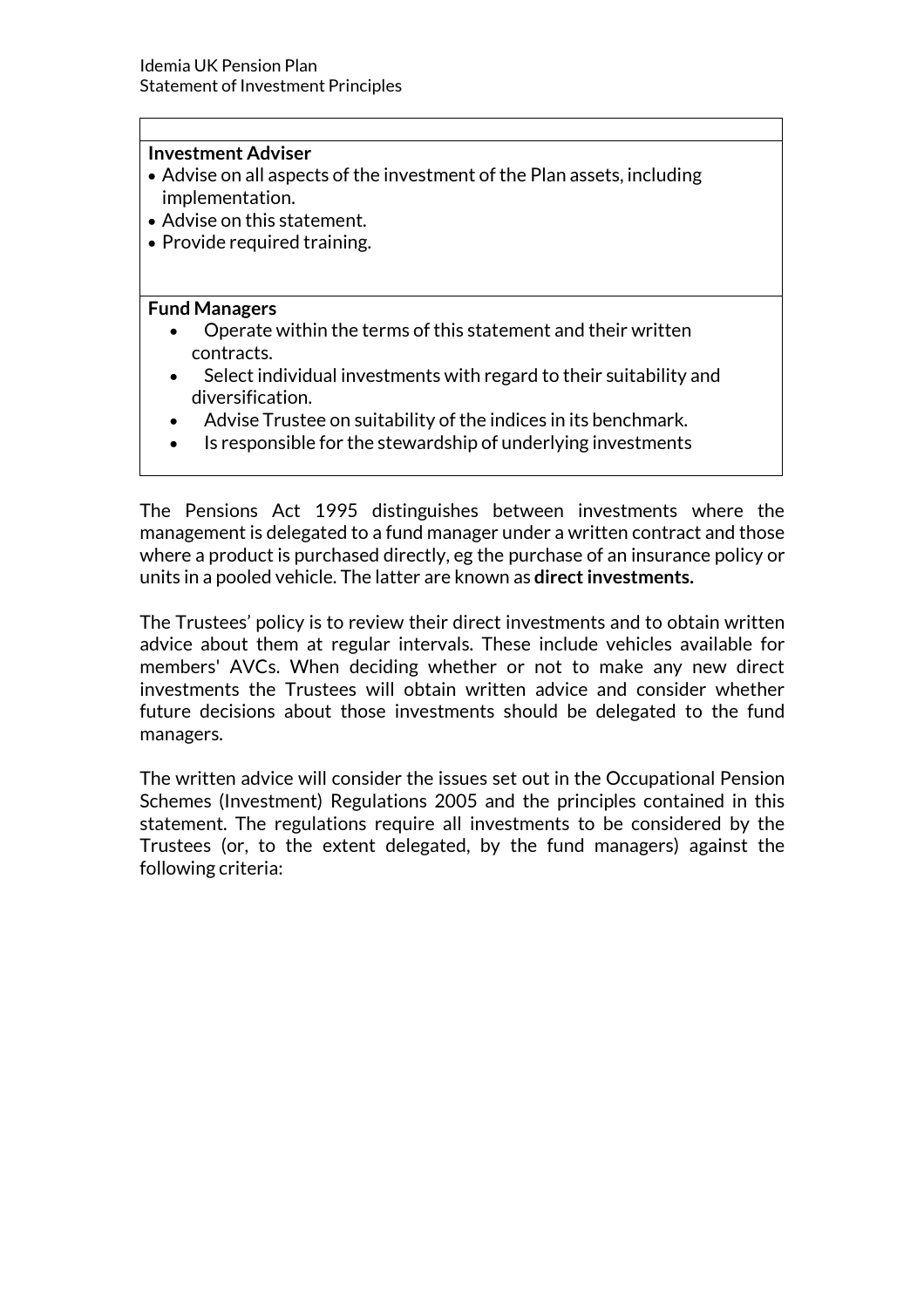| |
|---|
| **Investment Adviser**<br>• Advise on all aspects of the investment of the Plan assets, including implementation.<br>• Advise on this statement.<br>• Provide required training. |
| **Fund Managers**<br>• Operate within the terms of this statement and their written contracts.<br>• Select individual investments with regard to their suitability and diversification.<br>• Advise Trustee on suitability of the indices in its benchmark.<br>• Is responsible for the stewardship of underlying investments |

The Pensions Act 1995 distinguishes between investments where the management is delegated to a fund manager under a written contract and those where a product is purchased directly, eg the purchase of an insurance policy or units in a pooled vehicle. The latter are known as **direct investments.**

The Trustees' policy is to review their direct investments and to obtain written advice about them at regular intervals. These include vehicles available for members' AVCs. When deciding whether or not to make any new direct investments the Trustees will obtain written advice and consider whether future decisions about those investments should be delegated to the fund managers.

The written advice will consider the issues set out in the Occupational Pension Schemes (Investment) Regulations 2005 and the principles contained in this statement. The regulations require all investments to be considered by the Trustees (or, to the extent delegated, by the fund managers) against the following criteria: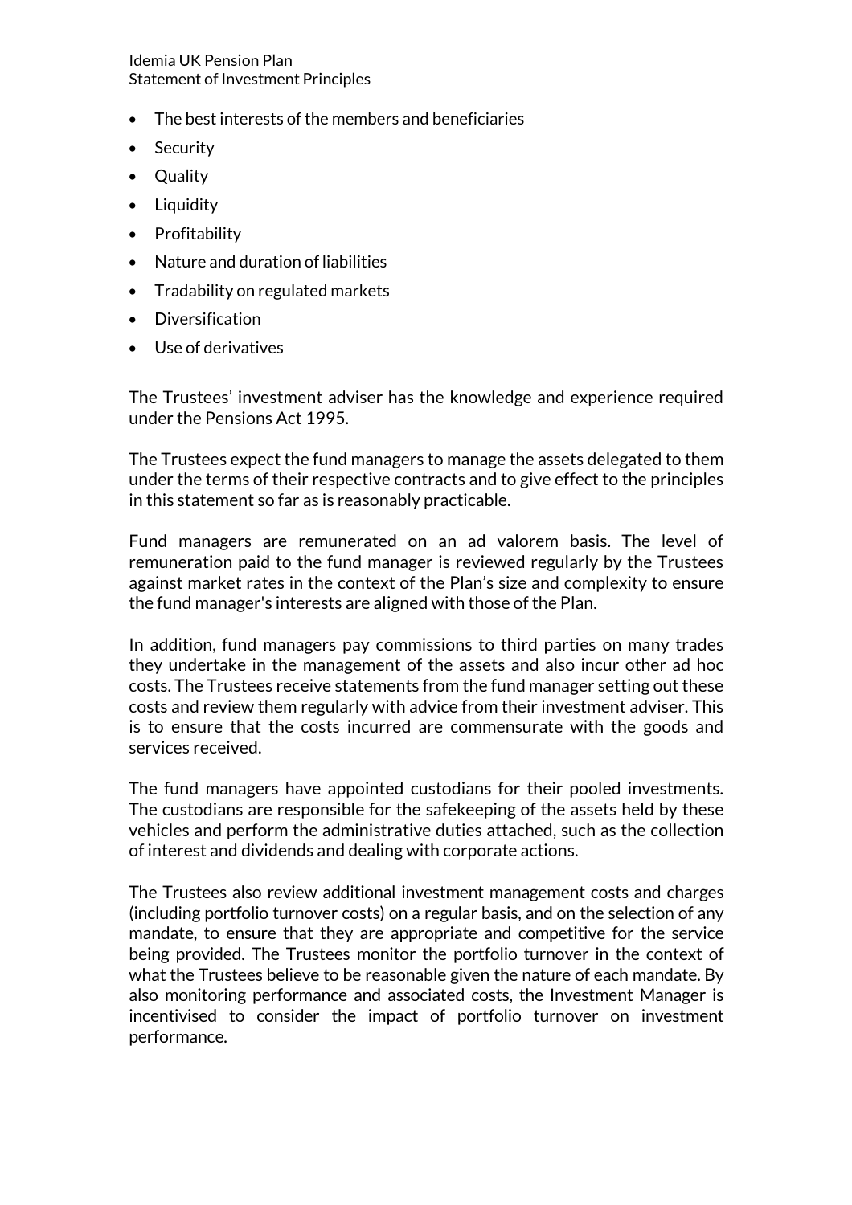- The best interests of the members and beneficiaries
- Security
- Quality
- Liquidity
- Profitability
- Nature and duration of liabilities
- Tradability on regulated markets
- Diversification
- Use of derivatives

The Trustees' investment adviser has the knowledge and experience required under the Pensions Act 1995.

The Trustees expect the fund managers to manage the assets delegated to them under the terms of their respective contracts and to give effect to the principles in this statement so far as is reasonably practicable.

Fund managers are remunerated on an ad valorem basis. The level of remuneration paid to the fund manager is reviewed regularly by the Trustees against market rates in the context of the Plan's size and complexity to ensure the fund manager's interests are aligned with those of the Plan.

In addition, fund managers pay commissions to third parties on many trades they undertake in the management of the assets and also incur other ad hoc costs. The Trustees receive statements from the fund manager setting out these costs and review them regularly with advice from their investment adviser. This is to ensure that the costs incurred are commensurate with the goods and services received.

The fund managers have appointed custodians for their pooled investments. The custodians are responsible for the safekeeping of the assets held by these vehicles and perform the administrative duties attached, such as the collection of interest and dividends and dealing with corporate actions.

The Trustees also review additional investment management costs and charges (including portfolio turnover costs) on a regular basis, and on the selection of any mandate, to ensure that they are appropriate and competitive for the service being provided. The Trustees monitor the portfolio turnover in the context of what the Trustees believe to be reasonable given the nature of each mandate. By also monitoring performance and associated costs, the Investment Manager is incentivised to consider the impact of portfolio turnover on investment performance.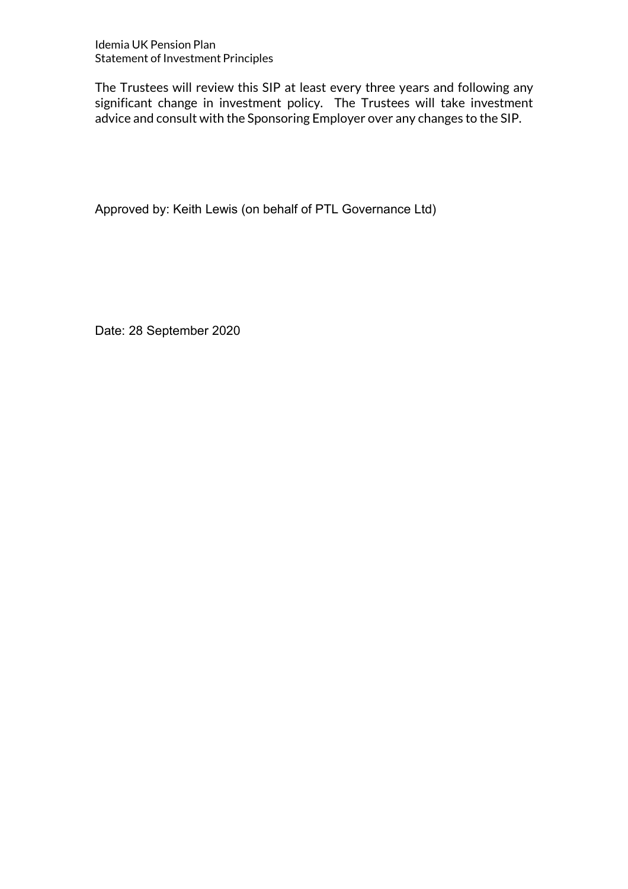The Trustees will review this SIP at least every three years and following any significant change in investment policy. The Trustees will take investment advice and consult with the Sponsoring Employer over any changes to the SIP.

Approved by: Keith Lewis (on behalf of PTL Governance Ltd)

Date: 28 September 2020